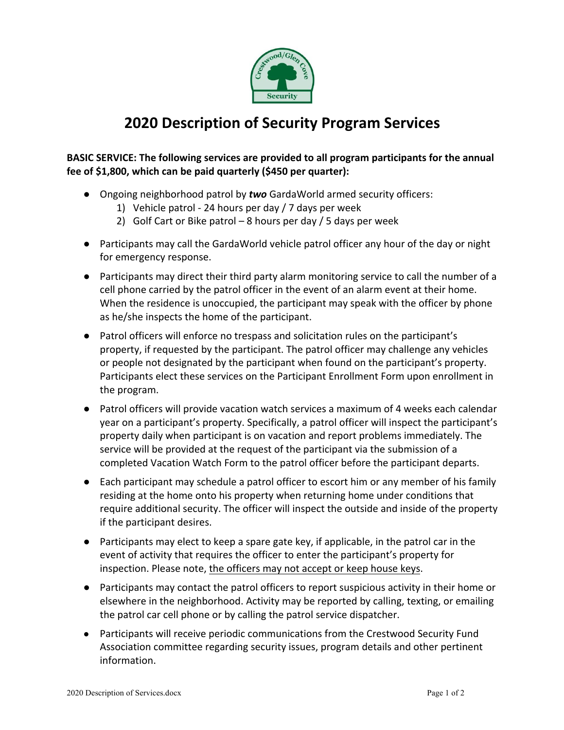# 2020 Description of Security Program Services

**BASIC SERVICE: The following services are provided to all program participants for the annual fee of $1,800, which can be paid quarterly ($450 per quarter):**

- Ongoing neighborhood patrol by ***two*** GardaWorld armed security officers:
  1) Vehicle patrol - 24 hours per day / 7 days per week
  2) Golf Cart or Bike patrol – 8 hours per day / 5 days per week

- Participants may call the GardaWorld vehicle patrol officer any hour of the day or night for emergency response.

- Participants may direct their third party alarm monitoring service to call the number of a cell phone carried by the patrol officer in the event of an alarm event at their home. When the residence is unoccupied, the participant may speak with the officer by phone as he/she inspects the home of the participant.

- Patrol officers will enforce no trespass and solicitation rules on the participant's property, if requested by the participant. The patrol officer may challenge any vehicles or people not designated by the participant when found on the participant's property. Participants elect these services on the Participant Enrollment Form upon enrollment in the program.

- Patrol officers will provide vacation watch services a maximum of 4 weeks each calendar year on a participant's property. Specifically, a patrol officer will inspect the participant's property daily when participant is on vacation and report problems immediately. The service will be provided at the request of the participant via the submission of a completed Vacation Watch Form to the patrol officer before the participant departs.

- Each participant may schedule a patrol officer to escort him or any member of his family residing at the home onto his property when returning home under conditions that require additional security. The officer will inspect the outside and inside of the property if the participant desires.

- Participants may elect to keep a spare gate key, if applicable, in the patrol car in the event of activity that requires the officer to enter the participant's property for inspection. Please note, <u>the officers may not accept or keep house keys</u>.

- Participants may contact the patrol officers to report suspicious activity in their home or elsewhere in the neighborhood. Activity may be reported by calling, texting, or emailing the patrol car cell phone or by calling the patrol service dispatcher.

- Participants will receive periodic communications from the Crestwood Security Fund Association committee regarding security issues, program details and other pertinent information.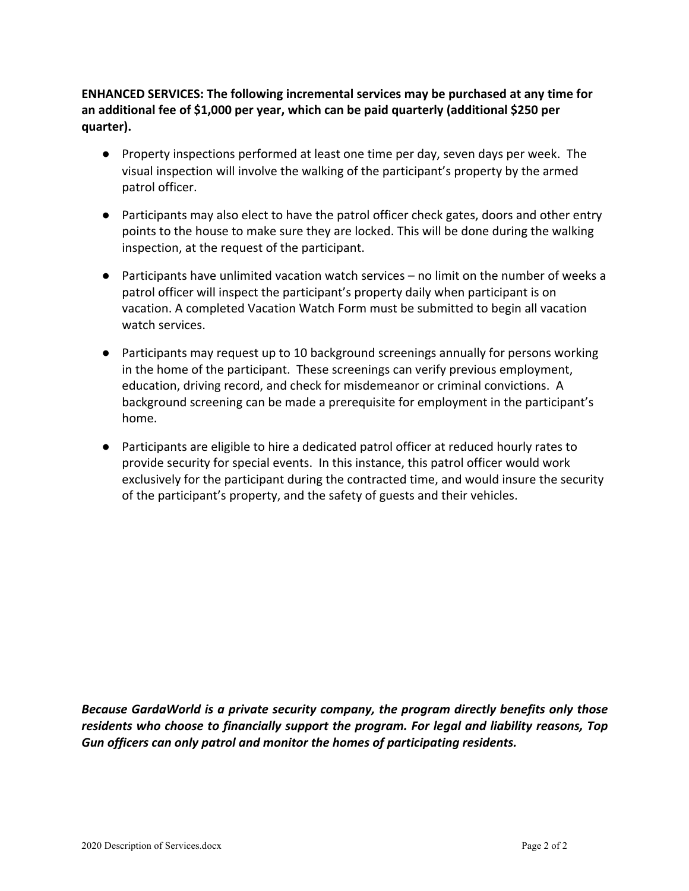**ENHANCED SERVICES: The following incremental services may be purchased at any time for an additional fee of $1,000 per year, which can be paid quarterly (additional $250 per quarter).**

- Property inspections performed at least one time per day, seven days per week. The visual inspection will involve the walking of the participant's property by the armed patrol officer.

- Participants may also elect to have the patrol officer check gates, doors and other entry points to the house to make sure they are locked. This will be done during the walking inspection, at the request of the participant.

- Participants have unlimited vacation watch services – no limit on the number of weeks a patrol officer will inspect the participant's property daily when participant is on vacation. A completed Vacation Watch Form must be submitted to begin all vacation watch services.

- Participants may request up to 10 background screenings annually for persons working in the home of the participant. These screenings can verify previous employment, education, driving record, and check for misdemeanor or criminal convictions. A background screening can be made a prerequisite for employment in the participant's home.

- Participants are eligible to hire a dedicated patrol officer at reduced hourly rates to provide security for special events. In this instance, this patrol officer would work exclusively for the participant during the contracted time, and would insure the security of the participant's property, and the safety of guests and their vehicles.

***Because GardaWorld is a private security company, the program directly benefits only those residents who choose to financially support the program. For legal and liability reasons, Top Gun officers can only patrol and monitor the homes of participating residents.***